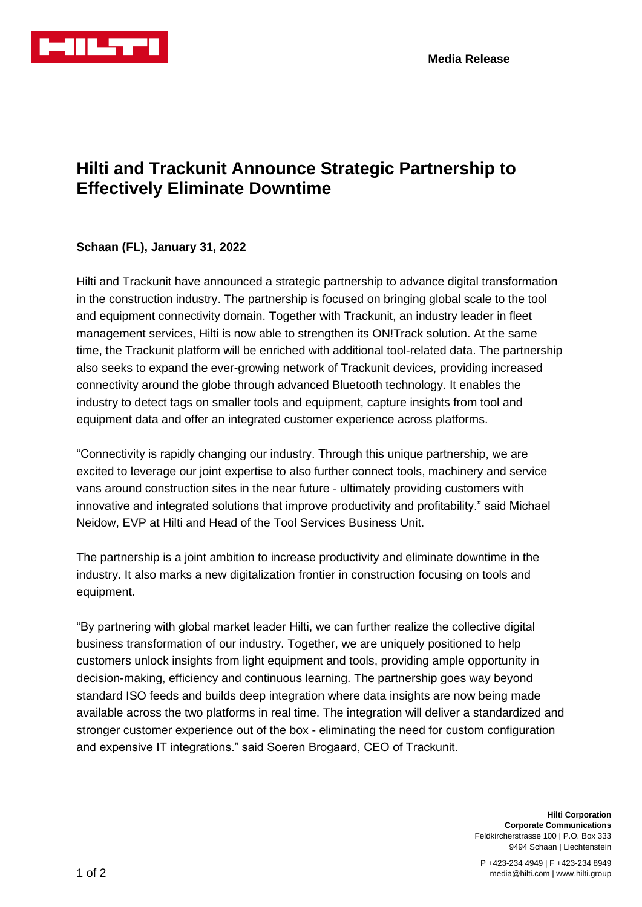**Media Release**

# Hilti and Trackunit Announce Strategic Partnership to Effectively Eliminate Downtime

**Schaan (FL), January 31, 2022**

Hilti and Trackunit have announced a strategic partnership to advance digital transformation in the construction industry. The partnership is focused on bringing global scale to the tool and equipment connectivity domain. Together with Trackunit, an industry leader in fleet management services, Hilti is now able to strengthen its ON!Track solution. At the same time, the Trackunit platform will be enriched with additional tool-related data. The partnership also seeks to expand the ever-growing network of Trackunit devices, providing increased connectivity around the globe through advanced Bluetooth technology. It enables the industry to detect tags on smaller tools and equipment, capture insights from tool and equipment data and offer an integrated customer experience across platforms.

"Connectivity is rapidly changing our industry. Through this unique partnership, we are excited to leverage our joint expertise to also further connect tools, machinery and service vans around construction sites in the near future - ultimately providing customers with innovative and integrated solutions that improve productivity and profitability." said Michael Neidow, EVP at Hilti and Head of the Tool Services Business Unit.

The partnership is a joint ambition to increase productivity and eliminate downtime in the industry. It also marks a new digitalization frontier in construction focusing on tools and equipment.

"By partnering with global market leader Hilti, we can further realize the collective digital business transformation of our industry. Together, we are uniquely positioned to help customers unlock insights from light equipment and tools, providing ample opportunity in decision-making, efficiency and continuous learning. The partnership goes way beyond standard ISO feeds and builds deep integration where data insights are now being made available across the two platforms in real time. The integration will deliver a standardized and stronger customer experience out of the box - eliminating the need for custom configuration and expensive IT integrations." said Soeren Brogaard, CEO of Trackunit.

**Hilti Corporation**
**Corporate Communications**
Feldkircherstrasse 100 | P.O. Box 333
9494 Schaan | Liechtenstein

P +423-234 4949 | F +423-234 8949
media@hilti.com | www.hilti.group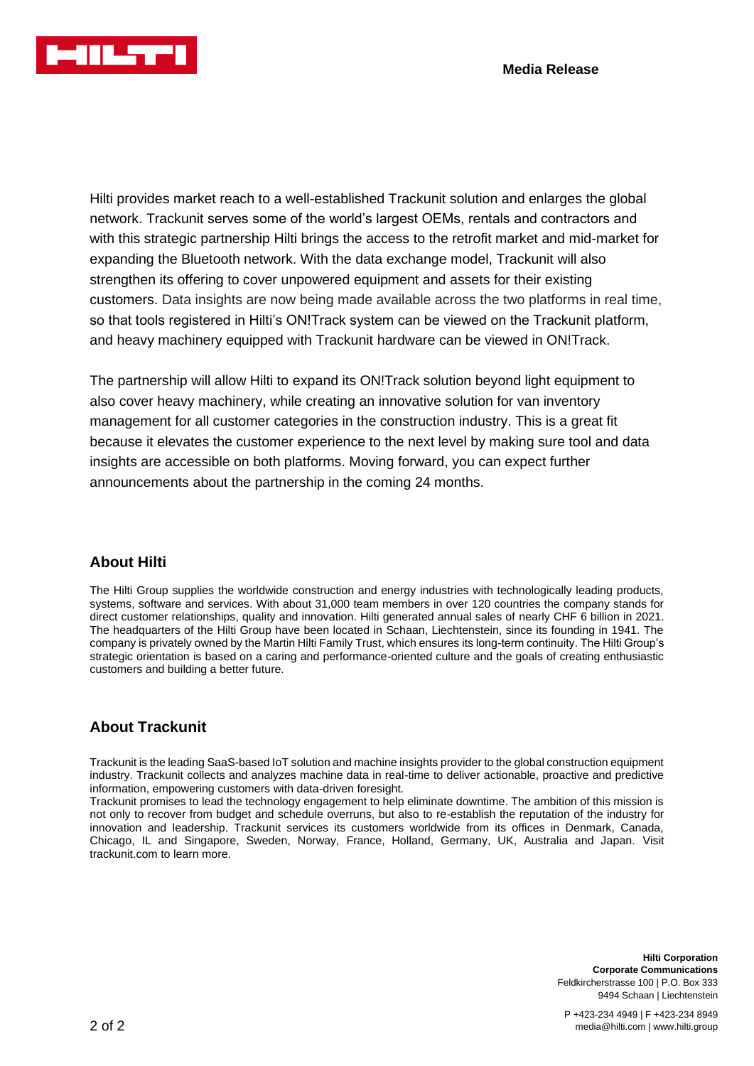Hilti provides market reach to a well-established Trackunit solution and enlarges the global network. Trackunit serves some of the world's largest OEMs, rentals and contractors and with this strategic partnership Hilti brings the access to the retrofit market and mid-market for expanding the Bluetooth network. With the data exchange model, Trackunit will also strengthen its offering to cover unpowered equipment and assets for their existing customers. Data insights are now being made available across the two platforms in real time, so that tools registered in Hilti's ON!Track system can be viewed on the Trackunit platform, and heavy machinery equipped with Trackunit hardware can be viewed in ON!Track.

The partnership will allow Hilti to expand its ON!Track solution beyond light equipment to also cover heavy machinery, while creating an innovative solution for van inventory management for all customer categories in the construction industry. This is a great fit because it elevates the customer experience to the next level by making sure tool and data insights are accessible on both platforms. Moving forward, you can expect further announcements about the partnership in the coming 24 months.

## About Hilti

The Hilti Group supplies the worldwide construction and energy industries with technologically leading products, systems, software and services. With about 31,000 team members in over 120 countries the company stands for direct customer relationships, quality and innovation. Hilti generated annual sales of nearly CHF 6 billion in 2021. The headquarters of the Hilti Group have been located in Schaan, Liechtenstein, since its founding in 1941. The company is privately owned by the Martin Hilti Family Trust, which ensures its long-term continuity. The Hilti Group's strategic orientation is based on a caring and performance-oriented culture and the goals of creating enthusiastic customers and building a better future.

## About Trackunit

Trackunit is the leading SaaS-based IoT solution and machine insights provider to the global construction equipment industry. Trackunit collects and analyzes machine data in real-time to deliver actionable, proactive and predictive information, empowering customers with data-driven foresight.
Trackunit promises to lead the technology engagement to help eliminate downtime. The ambition of this mission is not only to recover from budget and schedule overruns, but also to re-establish the reputation of the industry for innovation and leadership. Trackunit services its customers worldwide from its offices in Denmark, Canada, Chicago, IL and Singapore, Sweden, Norway, France, Holland, Germany, UK, Australia and Japan. Visit trackunit.com to learn more.

**Hilti Corporation**
**Corporate Communications**
Feldkircherstrasse 100 | P.O. Box 333
9494 Schaan | Liechtenstein

P +423-234 4949 | F +423-234 8949
media@hilti.com | www.hilti.group